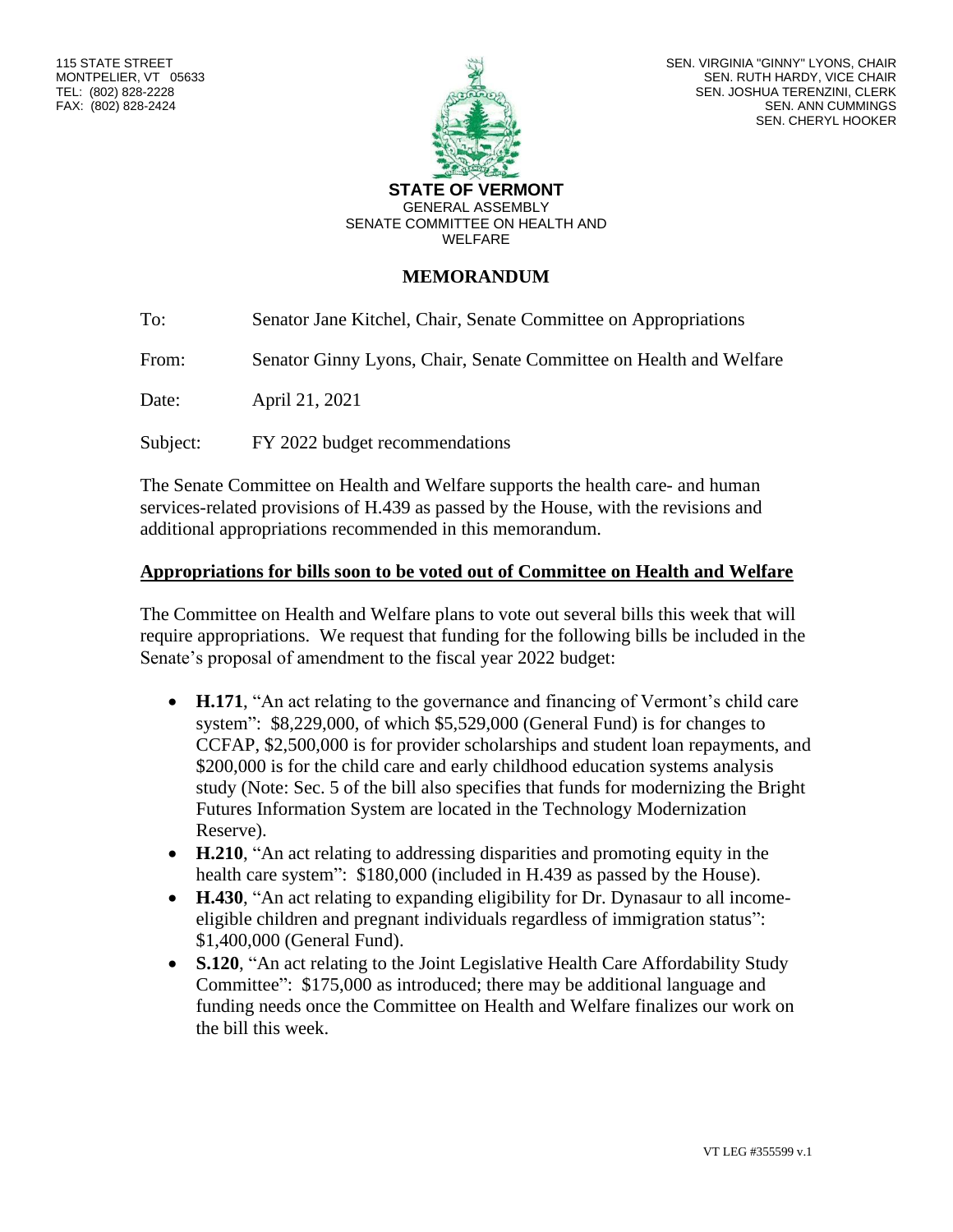115 STATE STREET
MONTPELIER, VT 05633
TEL: (802) 828-2228
FAX: (802) 828-2424

SEN. VIRGINIA "GINNY" LYONS, CHAIR
SEN. RUTH HARDY, VICE CHAIR
SEN. JOSHUA TERENZINI, CLERK
SEN. ANN CUMMINGS
SEN. CHERYL HOOKER

**STATE OF VERMONT**
GENERAL ASSEMBLY
SENATE COMMITTEE ON HEALTH AND WELFARE

## MEMORANDUM

To: Senator Jane Kitchel, Chair, Senate Committee on Appropriations

From: Senator Ginny Lyons, Chair, Senate Committee on Health and Welfare

Date: April 21, 2021

Subject: FY 2022 budget recommendations

The Senate Committee on Health and Welfare supports the health care- and human services-related provisions of H.439 as passed by the House, with the revisions and additional appropriations recommended in this memorandum.

**Appropriations for bills soon to be voted out of Committee on Health and Welfare**

The Committee on Health and Welfare plans to vote out several bills this week that will require appropriations. We request that funding for the following bills be included in the Senate's proposal of amendment to the fiscal year 2022 budget:

- **H.171**, "An act relating to the governance and financing of Vermont's child care system": $8,229,000, of which $5,529,000 (General Fund) is for changes to CCFAP, $2,500,000 is for provider scholarships and student loan repayments, and $200,000 is for the child care and early childhood education systems analysis study (Note: Sec. 5 of the bill also specifies that funds for modernizing the Bright Futures Information System are located in the Technology Modernization Reserve).
- **H.210**, "An act relating to addressing disparities and promoting equity in the health care system": $180,000 (included in H.439 as passed by the House).
- **H.430**, "An act relating to expanding eligibility for Dr. Dynasaur to all income-eligible children and pregnant individuals regardless of immigration status": $1,400,000 (General Fund).
- **S.120**, "An act relating to the Joint Legislative Health Care Affordability Study Committee": $175,000 as introduced; there may be additional language and funding needs once the Committee on Health and Welfare finalizes our work on the bill this week.

VT LEG #355599 v.1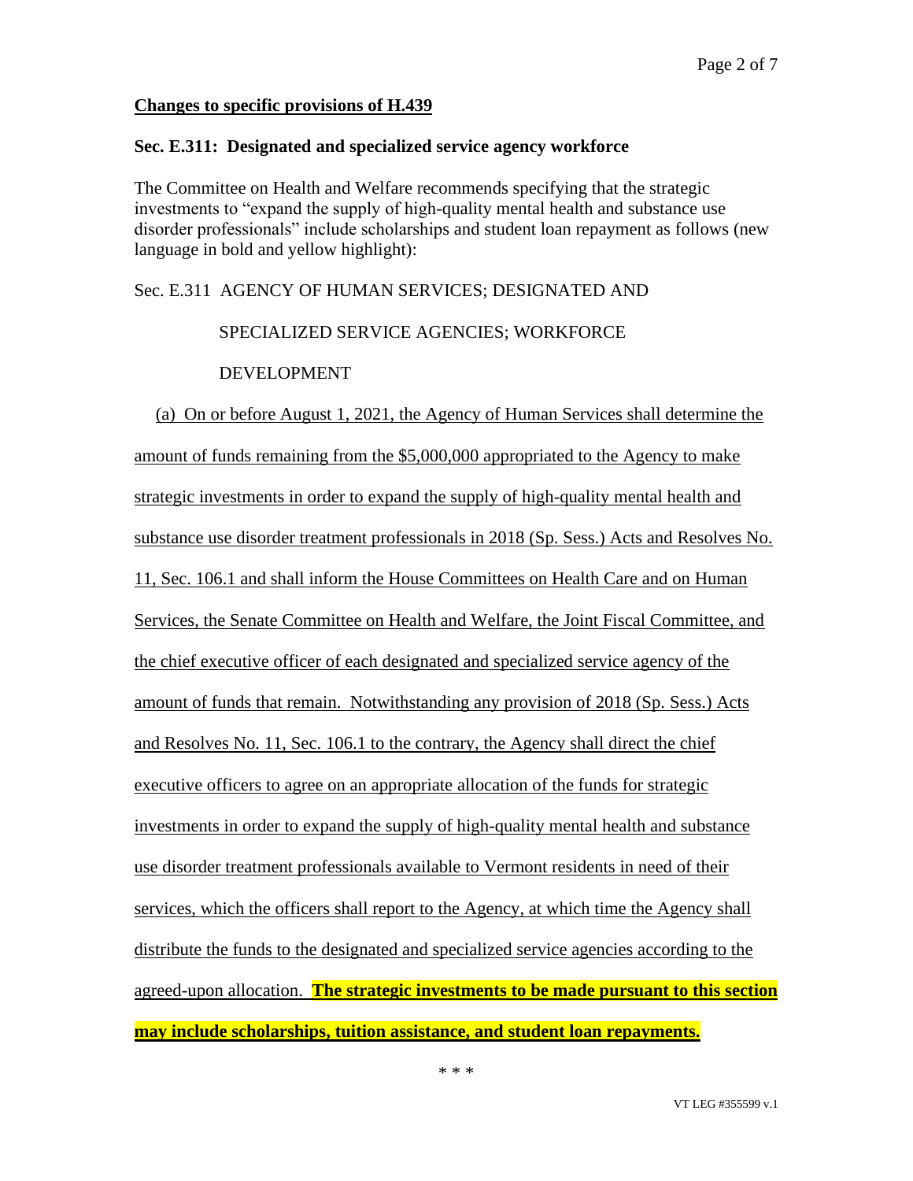**Changes to specific provisions of H.439**

**Sec. E.311: Designated and specialized service agency workforce**

The Committee on Health and Welfare recommends specifying that the strategic investments to "expand the supply of high-quality mental health and substance use disorder professionals" include scholarships and student loan repayment as follows (new language in bold and yellow highlight):

Sec. E.311 AGENCY OF HUMAN SERVICES; DESIGNATED AND SPECIALIZED SERVICE AGENCIES; WORKFORCE DEVELOPMENT

(a) On or before August 1, 2021, the Agency of Human Services shall determine the amount of funds remaining from the $5,000,000 appropriated to the Agency to make strategic investments in order to expand the supply of high-quality mental health and substance use disorder treatment professionals in 2018 (Sp. Sess.) Acts and Resolves No. 11, Sec. 106.1 and shall inform the House Committees on Health Care and on Human Services, the Senate Committee on Health and Welfare, the Joint Fiscal Committee, and the chief executive officer of each designated and specialized service agency of the amount of funds that remain. Notwithstanding any provision of 2018 (Sp. Sess.) Acts and Resolves No. 11, Sec. 106.1 to the contrary, the Agency shall direct the chief executive officers to agree on an appropriate allocation of the funds for strategic investments in order to expand the supply of high-quality mental health and substance use disorder treatment professionals available to Vermont residents in need of their services, which the officers shall report to the Agency, at which time the Agency shall distribute the funds to the designated and specialized service agencies according to the agreed-upon allocation. **The strategic investments to be made pursuant to this section may include scholarships, tuition assistance, and student loan repayments.**

\* \* \*

VT LEG #355599 v.1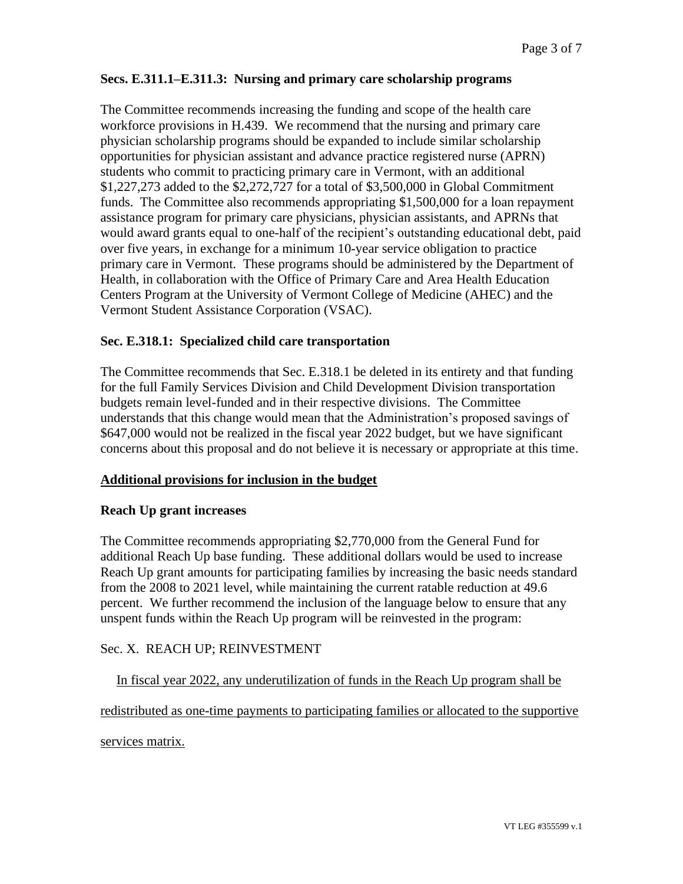**Secs. E.311.1–E.311.3: Nursing and primary care scholarship programs**

The Committee recommends increasing the funding and scope of the health care workforce provisions in H.439. We recommend that the nursing and primary care physician scholarship programs should be expanded to include similar scholarship opportunities for physician assistant and advance practice registered nurse (APRN) students who commit to practicing primary care in Vermont, with an additional $1,227,273 added to the $2,272,727 for a total of $3,500,000 in Global Commitment funds. The Committee also recommends appropriating $1,500,000 for a loan repayment assistance program for primary care physicians, physician assistants, and APRNs that would award grants equal to one-half of the recipient's outstanding educational debt, paid over five years, in exchange for a minimum 10-year service obligation to practice primary care in Vermont. These programs should be administered by the Department of Health, in collaboration with the Office of Primary Care and Area Health Education Centers Program at the University of Vermont College of Medicine (AHEC) and the Vermont Student Assistance Corporation (VSAC).

**Sec. E.318.1: Specialized child care transportation**

The Committee recommends that Sec. E.318.1 be deleted in its entirety and that funding for the full Family Services Division and Child Development Division transportation budgets remain level-funded and in their respective divisions. The Committee understands that this change would mean that the Administration's proposed savings of $647,000 would not be realized in the fiscal year 2022 budget, but we have significant concerns about this proposal and do not believe it is necessary or appropriate at this time.

**<u>Additional provisions for inclusion in the budget</u>**

**Reach Up grant increases**

The Committee recommends appropriating $2,770,000 from the General Fund for additional Reach Up base funding. These additional dollars would be used to increase Reach Up grant amounts for participating families by increasing the basic needs standard from the 2008 to 2021 level, while maintaining the current ratable reduction at 49.6 percent. We further recommend the inclusion of the language below to ensure that any unspent funds within the Reach Up program will be reinvested in the program:

Sec. X. REACH UP; REINVESTMENT

<u>In fiscal year 2022, any underutilization of funds in the Reach Up program shall be redistributed as one-time payments to participating families or allocated to the supportive services matrix.</u>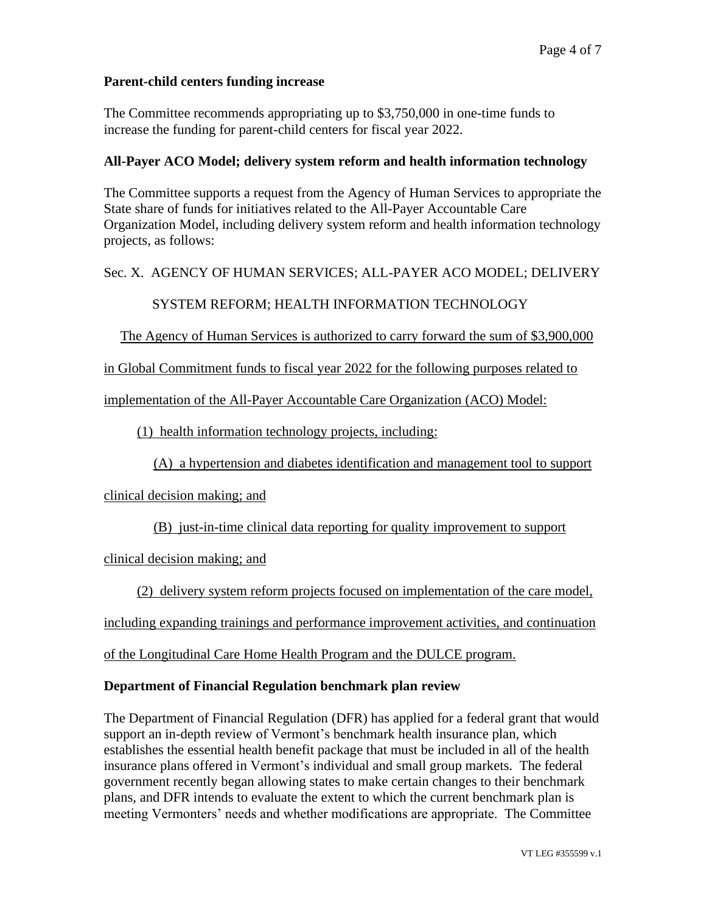**Parent-child centers funding increase**

The Committee recommends appropriating up to $3,750,000 in one-time funds to increase the funding for parent-child centers for fiscal year 2022.

**All-Payer ACO Model; delivery system reform and health information technology**

The Committee supports a request from the Agency of Human Services to appropriate the State share of funds for initiatives related to the All-Payer Accountable Care Organization Model, including delivery system reform and health information technology projects, as follows:

Sec. X. AGENCY OF HUMAN SERVICES; ALL-PAYER ACO MODEL; DELIVERY SYSTEM REFORM; HEALTH INFORMATION TECHNOLOGY

<u>The Agency of Human Services is authorized to carry forward the sum of $3,900,000 in Global Commitment funds to fiscal year 2022 for the following purposes related to implementation of the All-Payer Accountable Care Organization (ACO) Model:</u>

<u>(1) health information technology projects, including:</u>

<u>(A) a hypertension and diabetes identification and management tool to support clinical decision making; and</u>

<u>(B) just-in-time clinical data reporting for quality improvement to support clinical decision making; and</u>

<u>(2) delivery system reform projects focused on implementation of the care model, including expanding trainings and performance improvement activities, and continuation of the Longitudinal Care Home Health Program and the DULCE program.</u>

**Department of Financial Regulation benchmark plan review**

The Department of Financial Regulation (DFR) has applied for a federal grant that would support an in-depth review of Vermont's benchmark health insurance plan, which establishes the essential health benefit package that must be included in all of the health insurance plans offered in Vermont's individual and small group markets. The federal government recently began allowing states to make certain changes to their benchmark plans, and DFR intends to evaluate the extent to which the current benchmark plan is meeting Vermonters' needs and whether modifications are appropriate. The Committee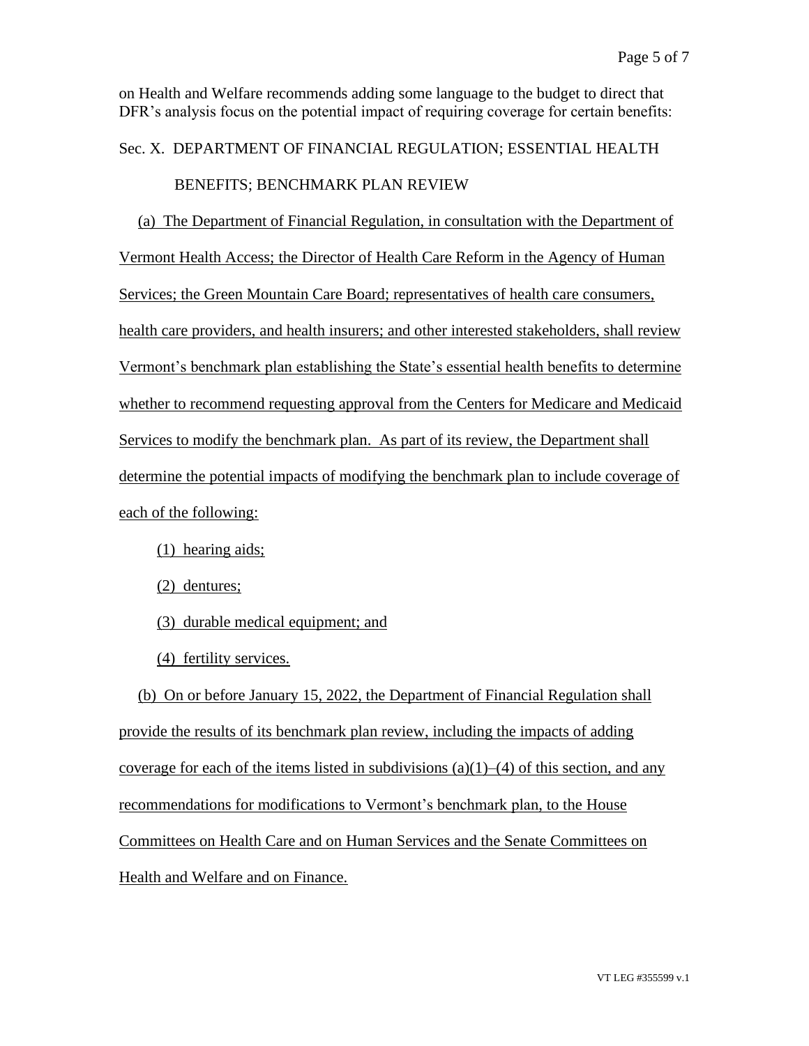on Health and Welfare recommends adding some language to the budget to direct that DFR's analysis focus on the potential impact of requiring coverage for certain benefits:

Sec. X. DEPARTMENT OF FINANCIAL REGULATION; ESSENTIAL HEALTH BENEFITS; BENCHMARK PLAN REVIEW

(a) The Department of Financial Regulation, in consultation with the Department of Vermont Health Access; the Director of Health Care Reform in the Agency of Human Services; the Green Mountain Care Board; representatives of health care consumers, health care providers, and health insurers; and other interested stakeholders, shall review Vermont's benchmark plan establishing the State's essential health benefits to determine whether to recommend requesting approval from the Centers for Medicare and Medicaid Services to modify the benchmark plan. As part of its review, the Department shall determine the potential impacts of modifying the benchmark plan to include coverage of each of the following:

(1) hearing aids;

(2) dentures;

(3) durable medical equipment; and

(4) fertility services.

(b) On or before January 15, 2022, the Department of Financial Regulation shall provide the results of its benchmark plan review, including the impacts of adding coverage for each of the items listed in subdivisions (a)(1)–(4) of this section, and any recommendations for modifications to Vermont's benchmark plan, to the House Committees on Health Care and on Human Services and the Senate Committees on Health and Welfare and on Finance.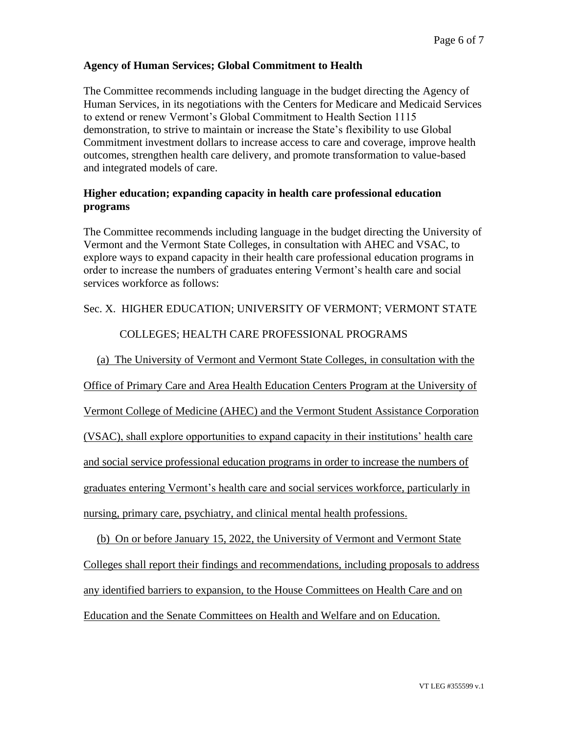**Agency of Human Services; Global Commitment to Health**

The Committee recommends including language in the budget directing the Agency of Human Services, in its negotiations with the Centers for Medicare and Medicaid Services to extend or renew Vermont's Global Commitment to Health Section 1115 demonstration, to strive to maintain or increase the State's flexibility to use Global Commitment investment dollars to increase access to care and coverage, improve health outcomes, strengthen health care delivery, and promote transformation to value-based and integrated models of care.

**Higher education; expanding capacity in health care professional education programs**

The Committee recommends including language in the budget directing the University of Vermont and the Vermont State Colleges, in consultation with AHEC and VSAC, to explore ways to expand capacity in their health care professional education programs in order to increase the numbers of graduates entering Vermont's health care and social services workforce as follows:

Sec. X. HIGHER EDUCATION; UNIVERSITY OF VERMONT; VERMONT STATE COLLEGES; HEALTH CARE PROFESSIONAL PROGRAMS

(a) The University of Vermont and Vermont State Colleges, in consultation with the Office of Primary Care and Area Health Education Centers Program at the University of Vermont College of Medicine (AHEC) and the Vermont Student Assistance Corporation (VSAC), shall explore opportunities to expand capacity in their institutions' health care and social service professional education programs in order to increase the numbers of graduates entering Vermont's health care and social services workforce, particularly in nursing, primary care, psychiatry, and clinical mental health professions.

(b) On or before January 15, 2022, the University of Vermont and Vermont State Colleges shall report their findings and recommendations, including proposals to address any identified barriers to expansion, to the House Committees on Health Care and on Education and the Senate Committees on Health and Welfare and on Education.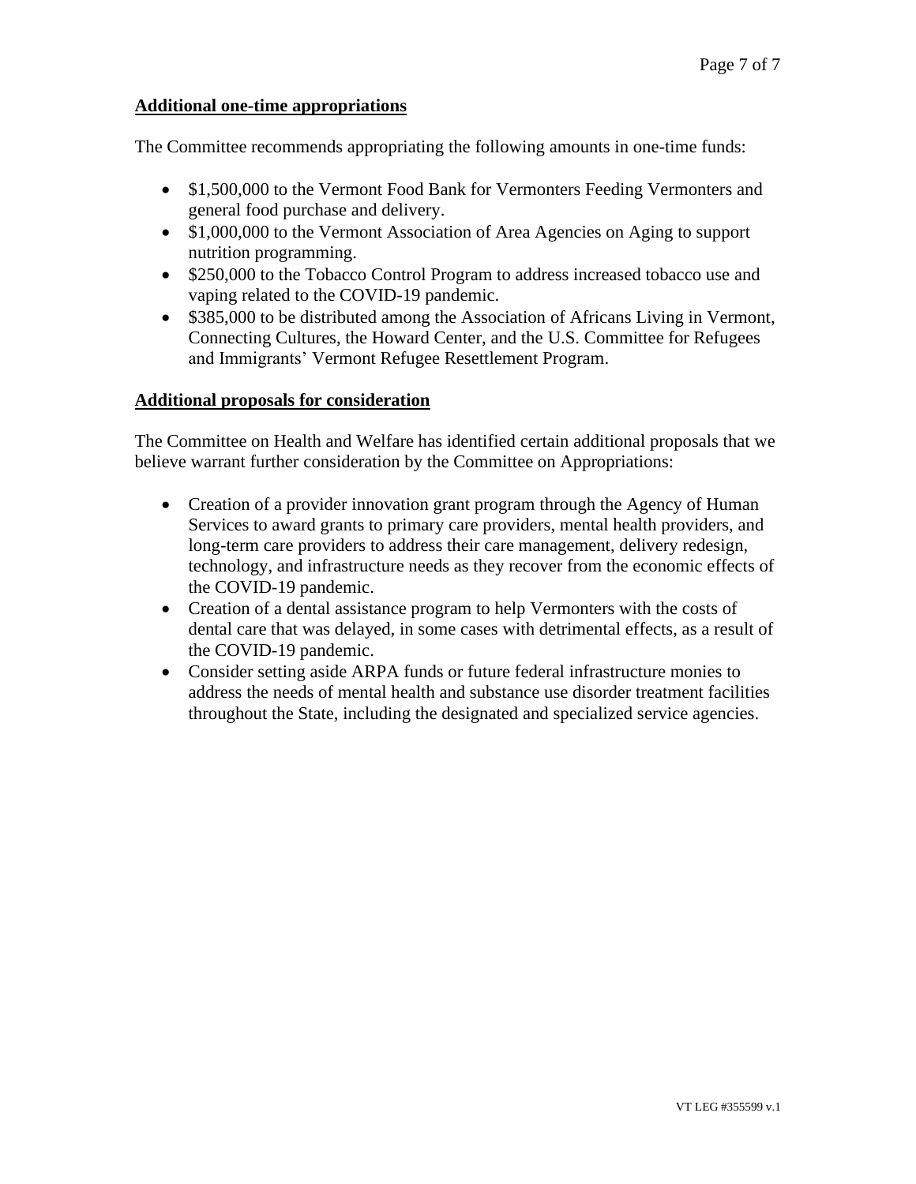**Additional one-time appropriations**

The Committee recommends appropriating the following amounts in one-time funds:

- $1,500,000 to the Vermont Food Bank for Vermonters Feeding Vermonters and general food purchase and delivery.
- $1,000,000 to the Vermont Association of Area Agencies on Aging to support nutrition programming.
- $250,000 to the Tobacco Control Program to address increased tobacco use and vaping related to the COVID-19 pandemic.
- $385,000 to be distributed among the Association of Africans Living in Vermont, Connecting Cultures, the Howard Center, and the U.S. Committee for Refugees and Immigrants' Vermont Refugee Resettlement Program.

**Additional proposals for consideration**

The Committee on Health and Welfare has identified certain additional proposals that we believe warrant further consideration by the Committee on Appropriations:

- Creation of a provider innovation grant program through the Agency of Human Services to award grants to primary care providers, mental health providers, and long-term care providers to address their care management, delivery redesign, technology, and infrastructure needs as they recover from the economic effects of the COVID-19 pandemic.
- Creation of a dental assistance program to help Vermonters with the costs of dental care that was delayed, in some cases with detrimental effects, as a result of the COVID-19 pandemic.
- Consider setting aside ARPA funds or future federal infrastructure monies to address the needs of mental health and substance use disorder treatment facilities throughout the State, including the designated and specialized service agencies.

VT LEG #355599 v.1